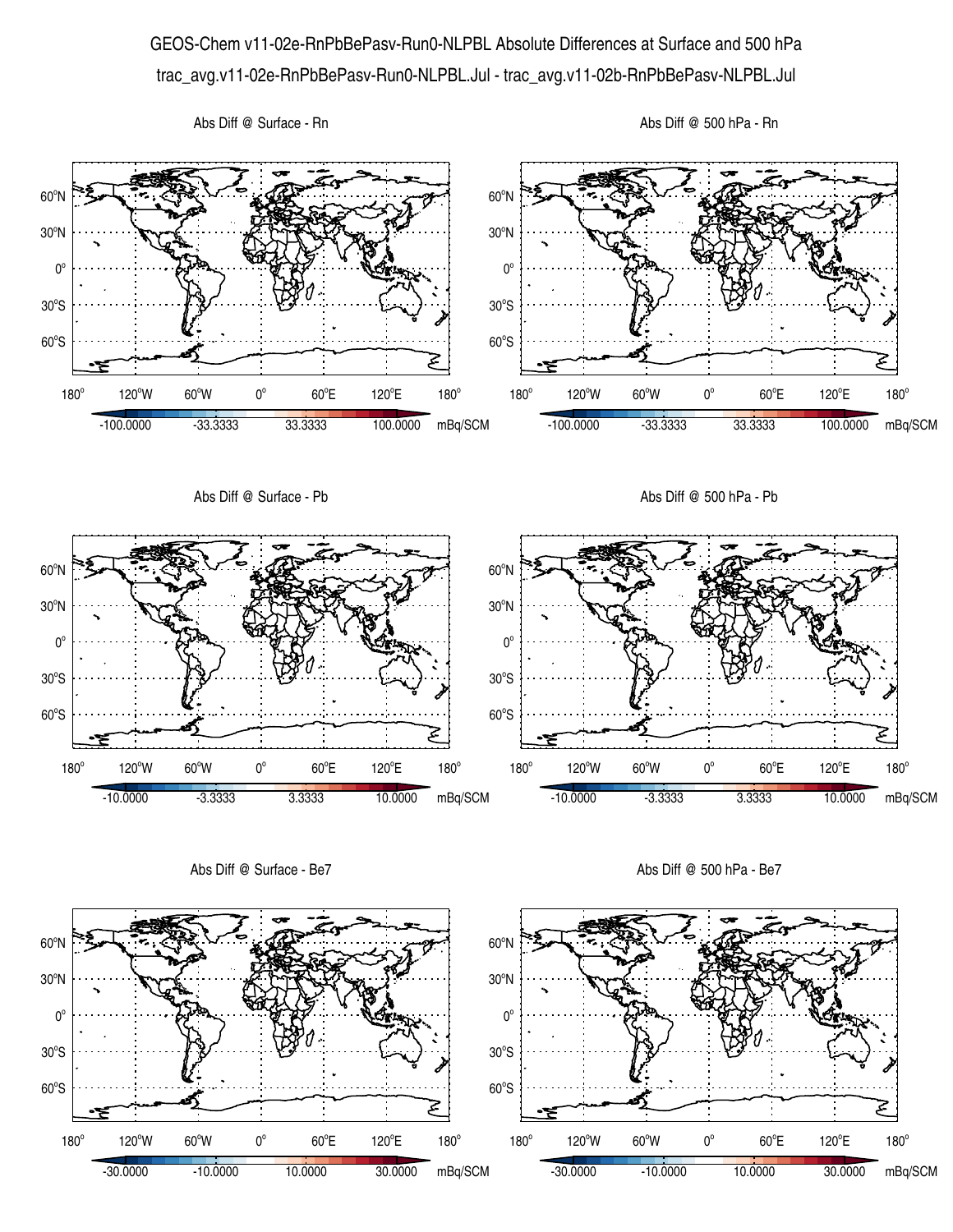# GEOS-Chem v11-02e-RnPbBePasv-Run0-NLPBL Absolute Differences at Surface and 500 hPa

## trac_avg.v11-02e-RnPbBePasv-Run0-NLPBL.Jul - trac_avg.v11-02b-RnPbBePasv-NLPBL.Jul

Abs Diff @ Surface - Rn

Abs Diff @ 500 hPa - Rn

-100.0000 -33.3333 33.3333 100.0000 mBq/SCM

Abs Diff @ Surface - Pb

Abs Diff @ 500 hPa - Pb

-10.0000 -3.3333 3.3333 10.0000 mBq/SCM

Abs Diff @ Surface - Be7

Abs Diff @ 500 hPa - Be7

-30.0000 -10.0000 10.0000 30.0000 mBq/SCM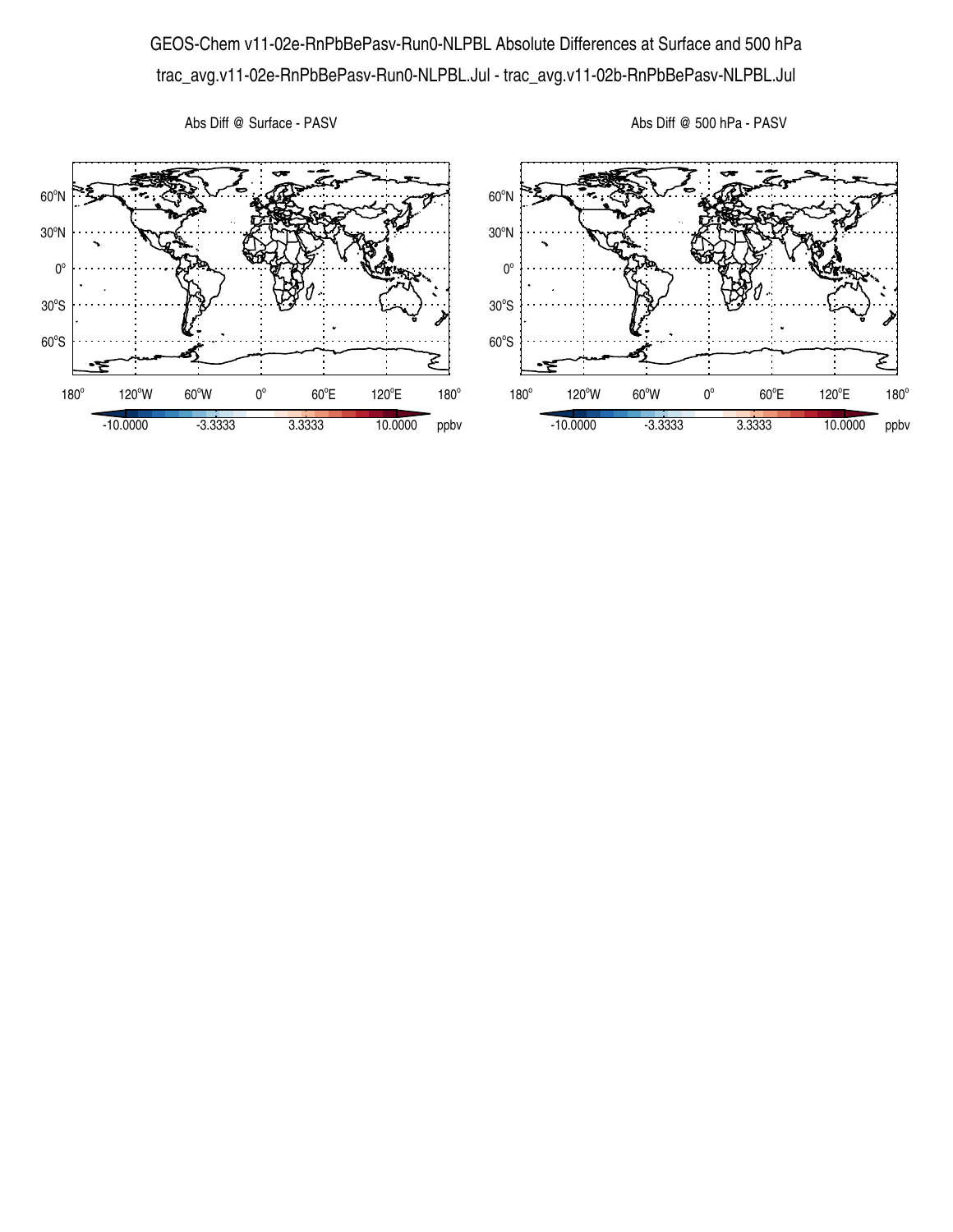GEOS-Chem v11-02e-RnPbBePasv-Run0-NLPBL Absolute Differences at Surface and 500 hPa

trac_avg.v11-02e-RnPbBePasv-Run0-NLPBL.Jul - trac_avg.v11-02b-RnPbBePasv-NLPBL.Jul

Abs Diff @ Surface - PASV

60°N
30°N
0°
30°S
60°S

180° 120°W 60°W 0° 60°E 120°E 180°

-10.0000 -3.3333 3.3333 10.0000 ppbv

Abs Diff @ 500 hPa - PASV

60°N
30°N
0°
30°S
60°S

180° 120°W 60°W 0° 60°E 120°E 180°

-10.0000 -3.3333 3.3333 10.0000 ppbv